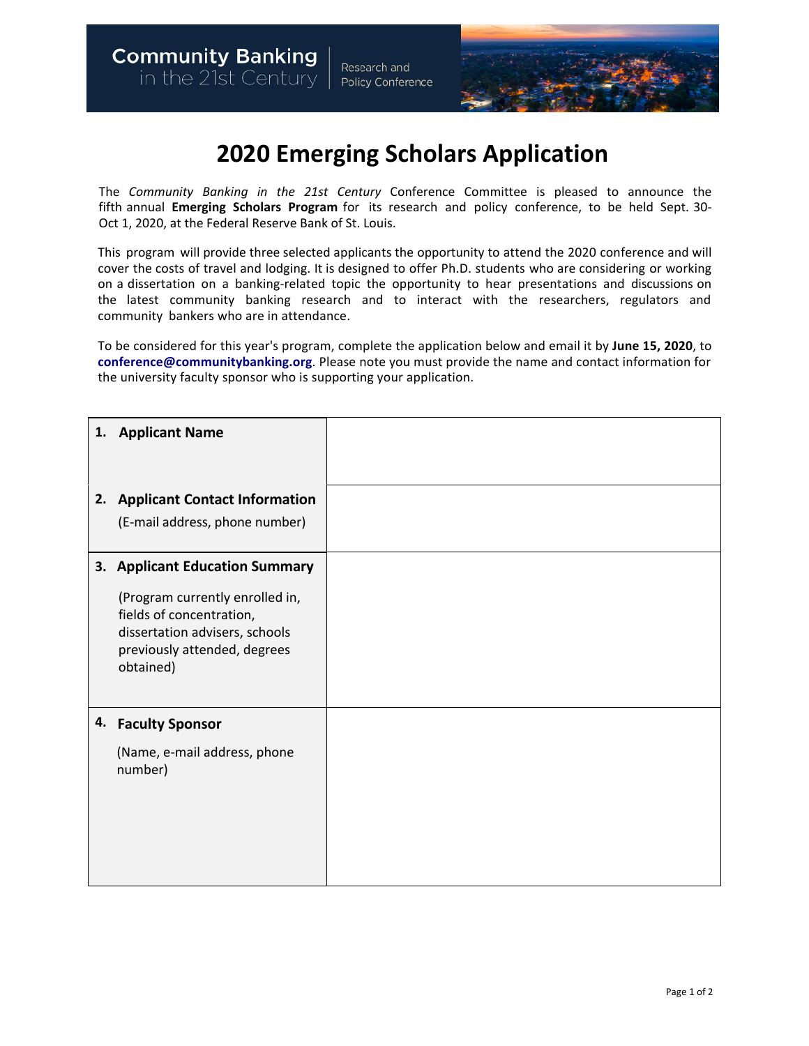Community Banking in the 21st Century | Research and Policy Conference

# 2020 Emerging Scholars Application

The *Community Banking in the 21st Century* Conference Committee is pleased to announce the fifth annual **Emerging Scholars Program** for its research and policy conference, to be held Sept. 30-Oct 1, 2020, at the Federal Reserve Bank of St. Louis.

This program will provide three selected applicants the opportunity to attend the 2020 conference and will cover the costs of travel and lodging. It is designed to offer Ph.D. students who are considering or working on a dissertation on a banking-related topic the opportunity to hear presentations and discussions on the latest community banking research and to interact with the researchers, regulators and community bankers who are in attendance.

To be considered for this year's program, complete the application below and email it by **June 15, 2020**, to **conference@communitybanking.org**. Please note you must provide the name and contact information for the university faculty sponsor who is supporting your application.

| Field | Response |
| --- | --- |
| **1. Applicant Name** | |
| **2. Applicant Contact Information** (E-mail address, phone number) | |
| **3. Applicant Education Summary** (Program currently enrolled in, fields of concentration, dissertation advisers, schools previously attended, degrees obtained) | |
| **4. Faculty Sponsor** (Name, e-mail address, phone number) | |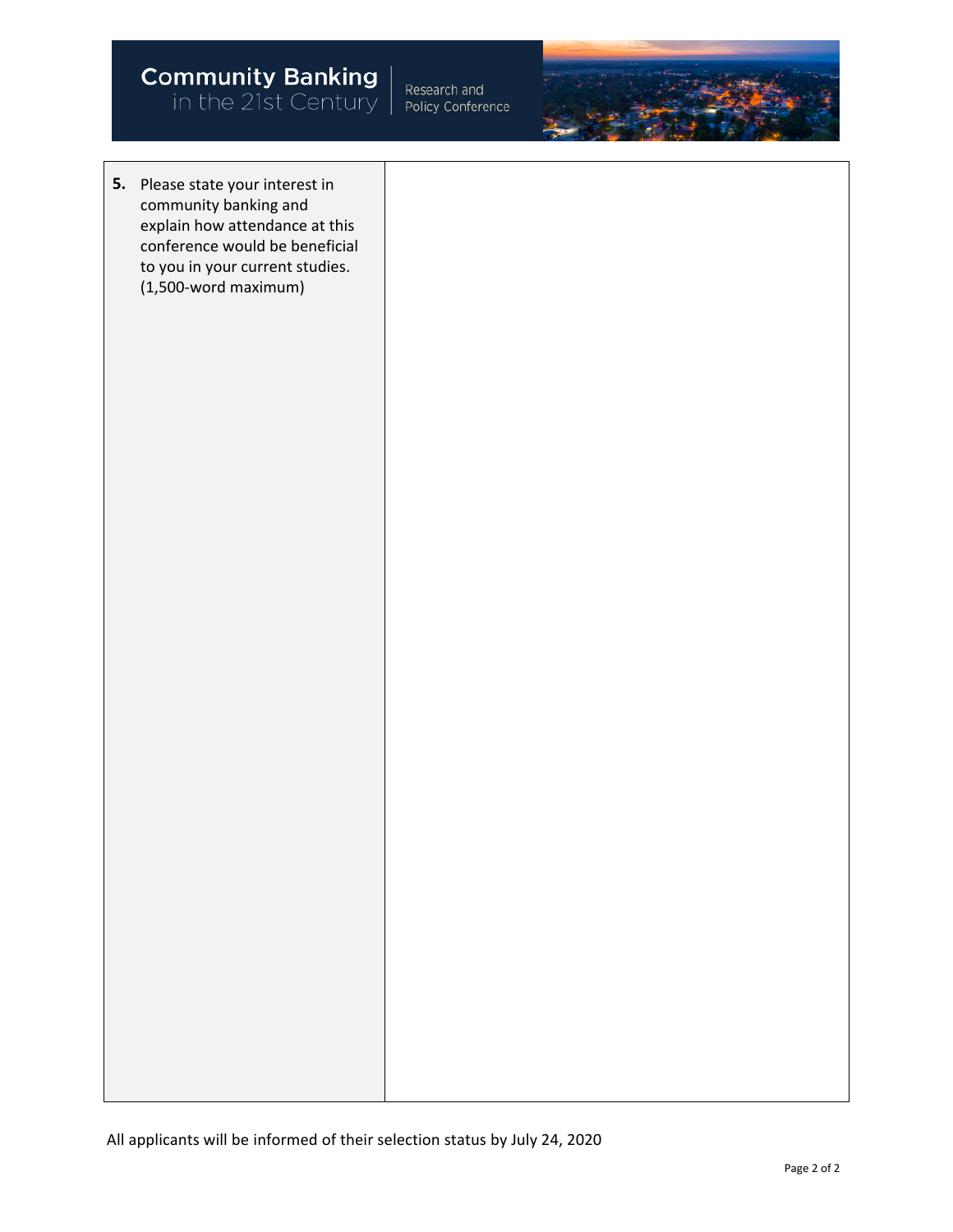| | |
|---|---|
| **5.** Please state your interest in community banking and explain how attendance at this conference would be beneficial to you in your current studies. (1,500-word maximum) | |

All applicants will be informed of their selection status by July 24, 2020